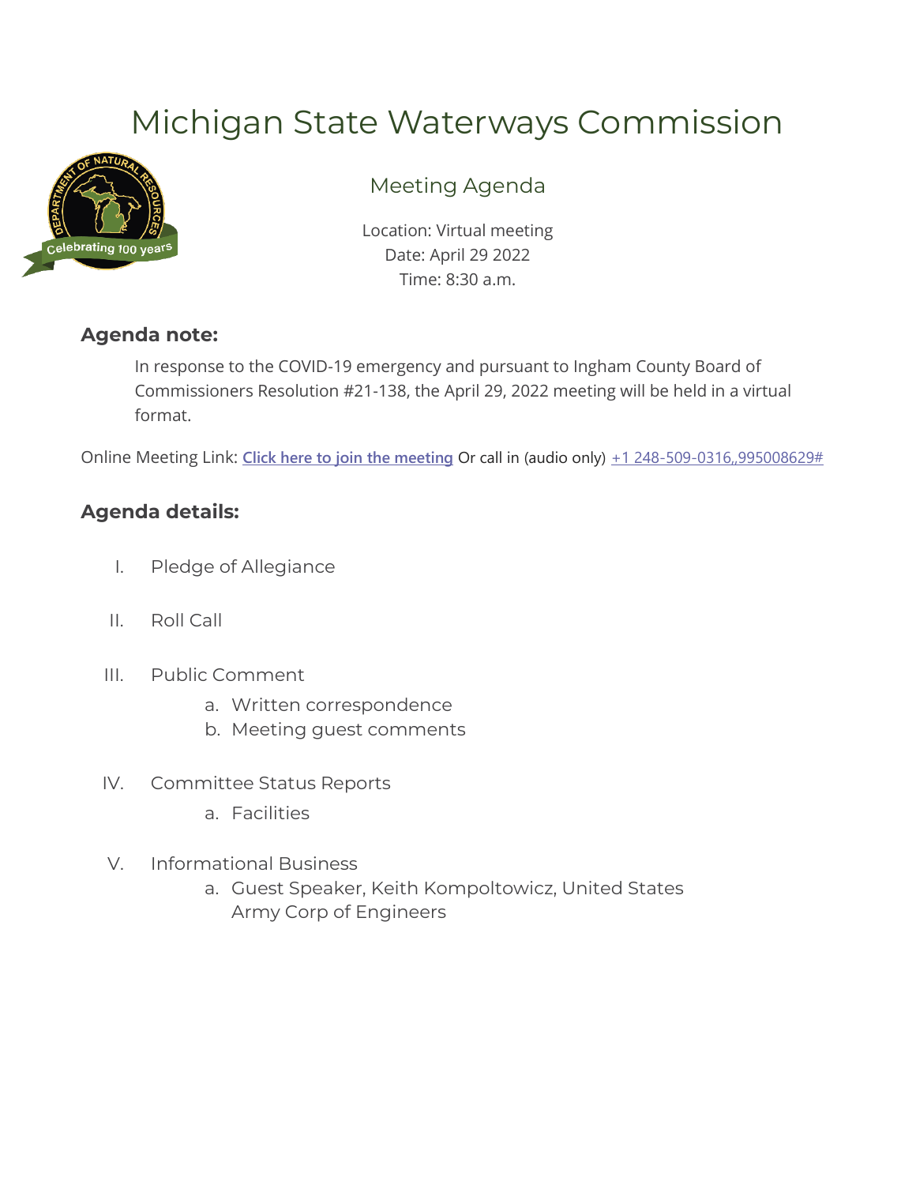# Michigan State Waterways Commission

## Meeting Agenda

Location: Virtual meeting
Date: April 29 2022
Time: 8:30 a.m.

### Agenda note:

In response to the COVID-19 emergency and pursuant to Ingham County Board of Commissioners Resolution #21-138, the April 29, 2022 meeting will be held in a virtual format.

Online Meeting Link: **Click here to join the meeting** Or call in (audio only) +1 248-509-0316,,995008629#

### Agenda details:

I. Pledge of Allegiance

II. Roll Call

III. Public Comment
   a. Written correspondence
   b. Meeting guest comments

IV. Committee Status Reports
   a. Facilities

V. Informational Business
   a. Guest Speaker, Keith Kompoltowicz, United States Army Corp of Engineers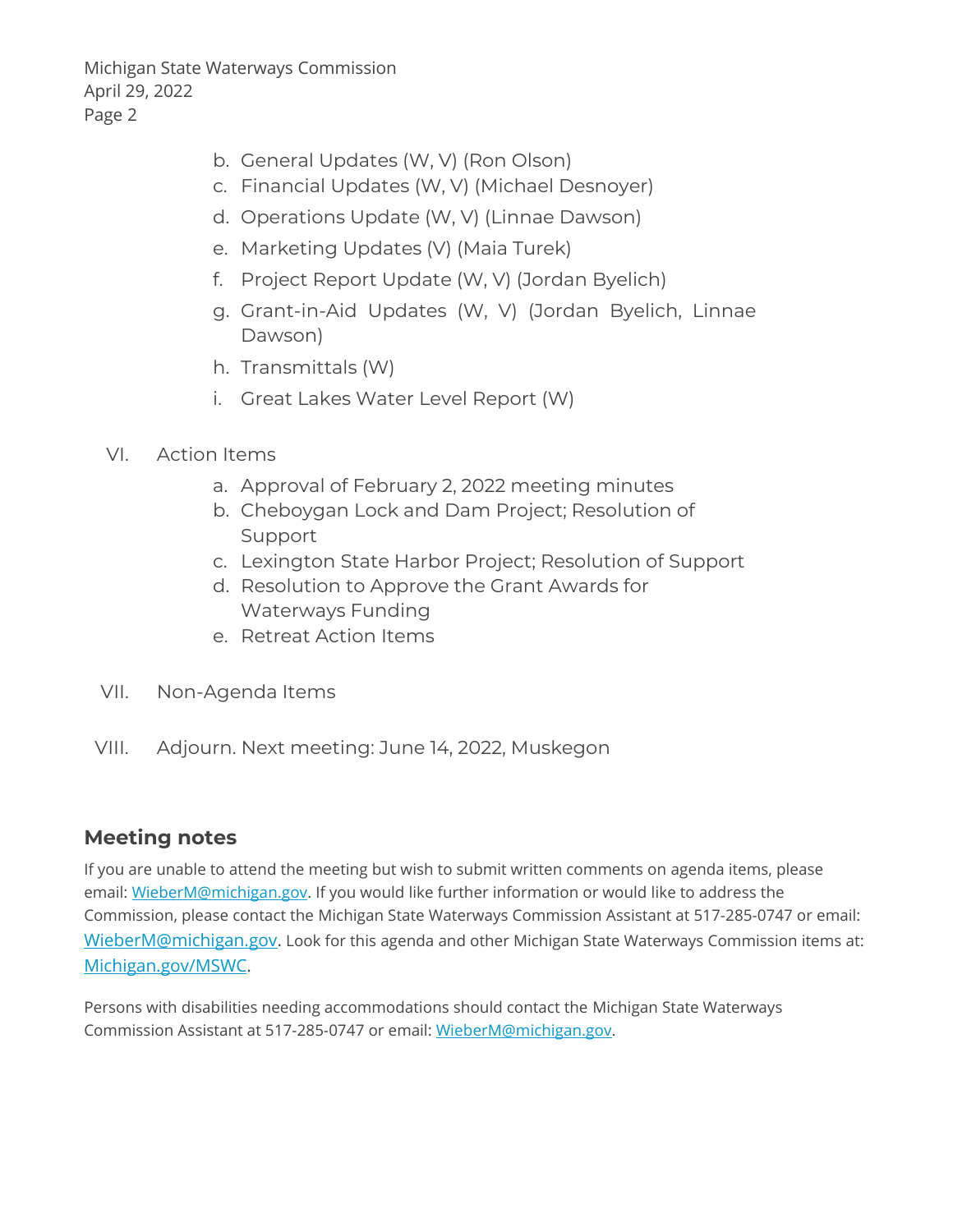b. General Updates (W, V) (Ron Olson)
c. Financial Updates (W, V) (Michael Desnoyer)
d. Operations Update (W, V) (Linnae Dawson)
e. Marketing Updates (V) (Maia Turek)
f. Project Report Update (W, V) (Jordan Byelich)
g. Grant-in-Aid Updates (W, V) (Jordan Byelich, Linnae Dawson)
h. Transmittals (W)
i. Great Lakes Water Level Report (W)

VI. Action Items

a. Approval of February 2, 2022 meeting minutes
b. Cheboygan Lock and Dam Project; Resolution of Support
c. Lexington State Harbor Project; Resolution of Support
d. Resolution to Approve the Grant Awards for Waterways Funding
e. Retreat Action Items

VII. Non-Agenda Items

VIII. Adjourn. Next meeting: June 14, 2022, Muskegon

## Meeting notes

If you are unable to attend the meeting but wish to submit written comments on agenda items, please email: WieberM@michigan.gov. If you would like further information or would like to address the Commission, please contact the Michigan State Waterways Commission Assistant at 517-285-0747 or email: WieberM@michigan.gov. Look for this agenda and other Michigan State Waterways Commission items at: Michigan.gov/MSWC.

Persons with disabilities needing accommodations should contact the Michigan State Waterways Commission Assistant at 517-285-0747 or email: WieberM@michigan.gov.